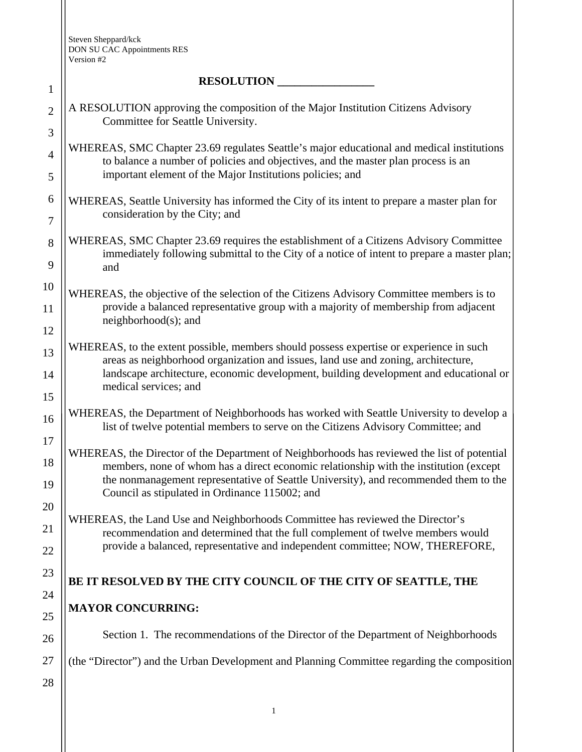Steven Sheppard/kck
DON SU CAC Appointments RES
Version #2

**RESOLUTION _________________**

A RESOLUTION approving the composition of the Major Institution Citizens Advisory Committee for Seattle University.

WHEREAS, SMC Chapter 23.69 regulates Seattle's major educational and medical institutions to balance a number of policies and objectives, and the master plan process is an important element of the Major Institutions policies; and

WHEREAS, Seattle University has informed the City of its intent to prepare a master plan for consideration by the City; and

WHEREAS, SMC Chapter 23.69 requires the establishment of a Citizens Advisory Committee immediately following submittal to the City of a notice of intent to prepare a master plan; and

WHEREAS, the objective of the selection of the Citizens Advisory Committee members is to provide a balanced representative group with a majority of membership from adjacent neighborhood(s); and

WHEREAS, to the extent possible, members should possess expertise or experience in such areas as neighborhood organization and issues, land use and zoning, architecture, landscape architecture, economic development, building development and educational or medical services; and

WHEREAS, the Department of Neighborhoods has worked with Seattle University to develop a list of twelve potential members to serve on the Citizens Advisory Committee; and

WHEREAS, the Director of the Department of Neighborhoods has reviewed the list of potential members, none of whom has a direct economic relationship with the institution (except the nonmanagement representative of Seattle University), and recommended them to the Council as stipulated in Ordinance 115002; and

WHEREAS, the Land Use and Neighborhoods Committee has reviewed the Director's recommendation and determined that the full complement of twelve members would provide a balanced, representative and independent committee; NOW, THEREFORE,

**BE IT RESOLVED BY THE CITY COUNCIL OF THE CITY OF SEATTLE, THE MAYOR CONCURRING:**

Section 1. The recommendations of the Director of the Department of Neighborhoods (the "Director") and the Urban Development and Planning Committee regarding the composition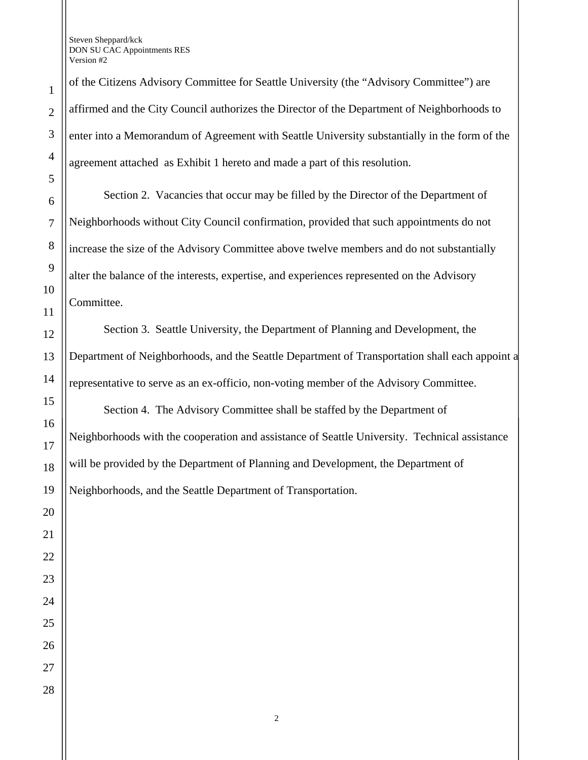of the Citizens Advisory Committee for Seattle University (the "Advisory Committee") are affirmed and the City Council authorizes the Director of the Department of Neighborhoods to enter into a Memorandum of Agreement with Seattle University substantially in the form of the agreement attached as Exhibit 1 hereto and made a part of this resolution.

Section 2. Vacancies that occur may be filled by the Director of the Department of Neighborhoods without City Council confirmation, provided that such appointments do not increase the size of the Advisory Committee above twelve members and do not substantially alter the balance of the interests, expertise, and experiences represented on the Advisory Committee.

Section 3. Seattle University, the Department of Planning and Development, the Department of Neighborhoods, and the Seattle Department of Transportation shall each appoint a representative to serve as an ex-officio, non-voting member of the Advisory Committee.

Section 4. The Advisory Committee shall be staffed by the Department of Neighborhoods with the cooperation and assistance of Seattle University. Technical assistance will be provided by the Department of Planning and Development, the Department of Neighborhoods, and the Seattle Department of Transportation.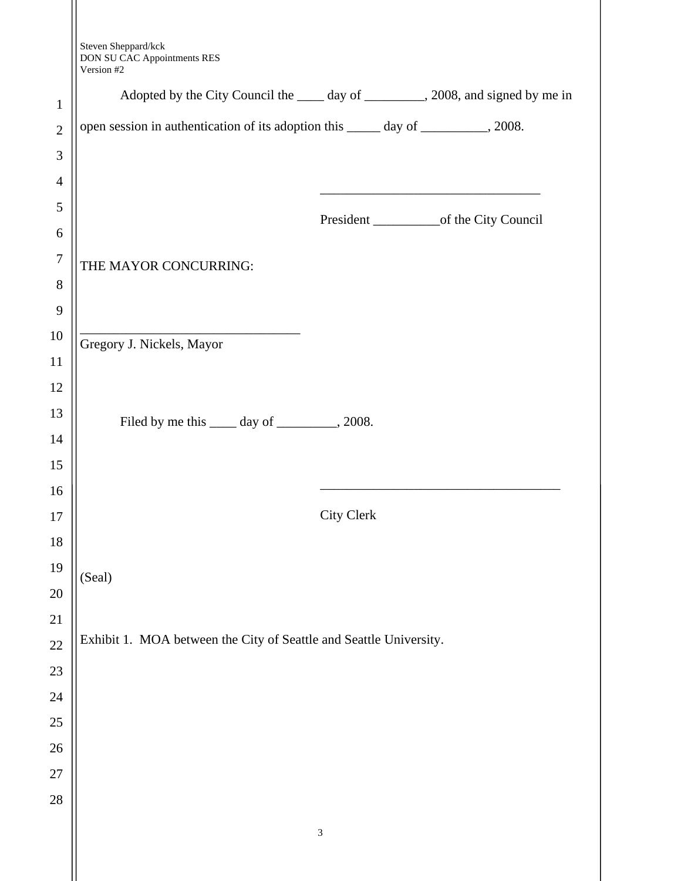Steven Sheppard/kck
DON SU CAC Appointments RES
Version #2

Adopted by the City Council the ____ day of _________, 2008, and signed by me in open session in authentication of its adoption this _____ day of __________, 2008.

________________________________

President __________of the City Council

THE MAYOR CONCURRING:

________________________________

Gregory J. Nickels, Mayor

Filed by me this ____ day of _________, 2008.

___________________________________

City Clerk

(Seal)

Exhibit 1. MOA between the City of Seattle and Seattle University.